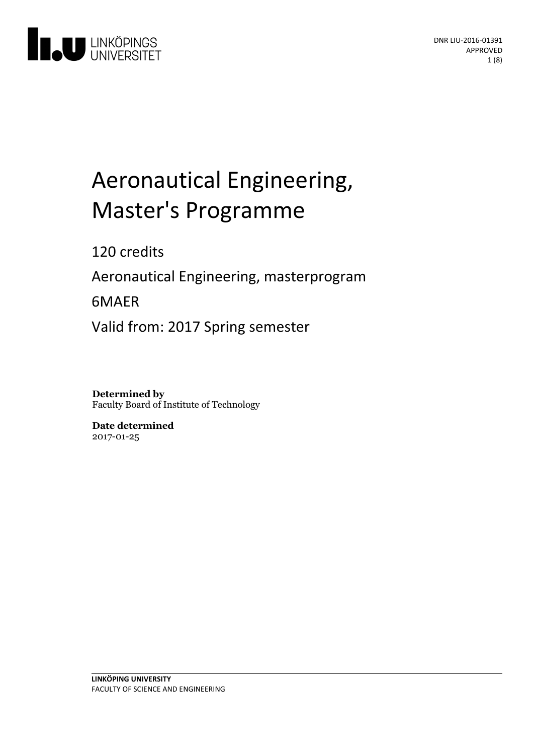LINKÖPINGS UNIVERSITET

DNR LIU-2016-01391
APPROVED

# Aeronautical Engineering, Master's Programme

120 credits

Aeronautical Engineering, masterprogram

6MAER

Valid from: 2017 Spring semester

**Determined by**
Faculty Board of Institute of Technology

**Date determined**
2017-01-25

**LINKÖPING UNIVERSITY**
FACULTY OF SCIENCE AND ENGINEERING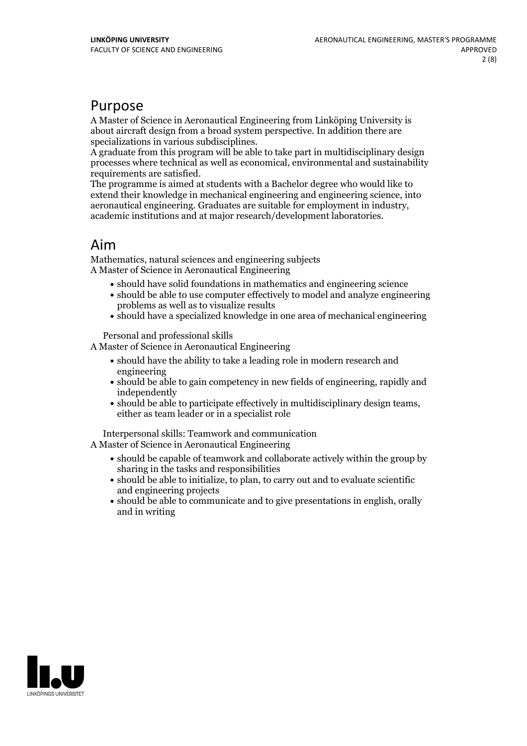## Purpose

A Master of Science in Aeronautical Engineering from Linköping University is about aircraft design from a broad system perspective. In addition there are specializations in various subdisciplines.
A graduate from this program will be able to take part in multidisciplinary design processes where technical as well as economical, environmental and sustainability requirements are satisfied.
The programme is aimed at students with a Bachelor degree who would like to extend their knowledge in mechanical engineering and engineering science, into aeronautical engineering. Graduates are suitable for employment in industry, academic institutions and at major research/development laboratories.

## Aim

Mathematics, natural sciences and engineering subjects
A Master of Science in Aeronautical Engineering

- should have solid foundations in mathematics and engineering science
- should be able to use computer effectively to model and analyze engineering problems as well as to visualize results
- should have a specialized knowledge in one area of mechanical engineering

Personal and professional skills
A Master of Science in Aeronautical Engineering

- should have the ability to take a leading role in modern research and engineering
- should be able to gain competency in new fields of engineering, rapidly and independently
- should be able to participate effectively in multidisciplinary design teams, either as team leader or in a specialist role

Interpersonal skills: Teamwork and communication
A Master of Science in Aeronautical Engineering

- should be capable of teamwork and collaborate actively within the group by sharing in the tasks and responsibilities
- should be able to initialize, to plan, to carry out and to evaluate scientific and engineering projects
- should be able to communicate and to give presentations in english, orally and in writing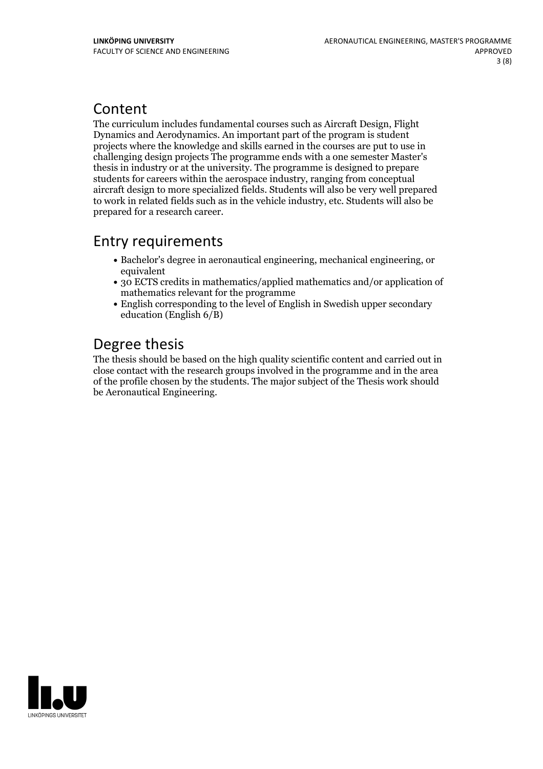## Content

The curriculum includes fundamental courses such as Aircraft Design, Flight Dynamics and Aerodynamics. An important part of the program is student projects where the knowledge and skills earned in the courses are put to use in challenging design projects The programme ends with a one semester Master's thesis in industry or at the university. The programme is designed to prepare students for careers within the aerospace industry, ranging from conceptual aircraft design to more specialized fields. Students will also be very well prepared to work in related fields such as in the vehicle industry, etc. Students will also be prepared for a research career.

## Entry requirements

- Bachelor's degree in aeronautical engineering, mechanical engineering, or equivalent
- 30 ECTS credits in mathematics/applied mathematics and/or application of mathematics relevant for the programme
- English corresponding to the level of English in Swedish upper secondary education (English 6/B)

## Degree thesis

The thesis should be based on the high quality scientific content and carried out in close contact with the research groups involved in the programme and in the area of the profile chosen by the students. The major subject of the Thesis work should be Aeronautical Engineering.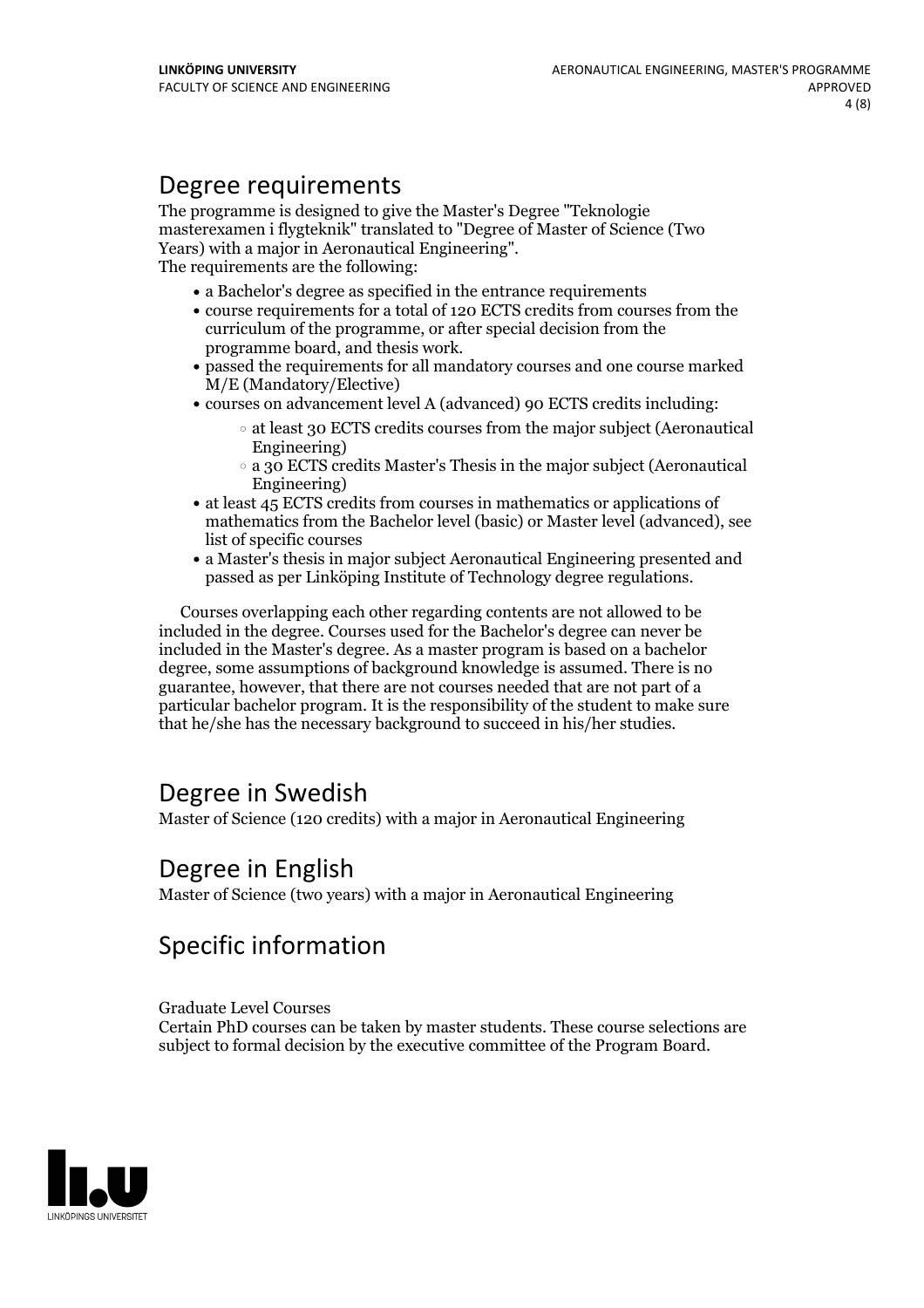## Degree requirements

The programme is designed to give the Master's Degree "Teknologie masterexamen i flygteknik" translated to "Degree of Master of Science (Two Years) with a major in Aeronautical Engineering".
The requirements are the following:

- a Bachelor's degree as specified in the entrance requirements
- course requirements for a total of 120 ECTS credits from courses from the curriculum of the programme, or after special decision from the programme board, and thesis work.
- passed the requirements for all mandatory courses and one course marked M/E (Mandatory/Elective)
- courses on advancement level A (advanced) 90 ECTS credits including:
  - at least 30 ECTS credits courses from the major subject (Aeronautical Engineering)
  - a 30 ECTS credits Master's Thesis in the major subject (Aeronautical Engineering)
- at least 45 ECTS credits from courses in mathematics or applications of mathematics from the Bachelor level (basic) or Master level (advanced), see list of specific courses
- a Master's thesis in major subject Aeronautical Engineering presented and passed as per Linköping Institute of Technology degree regulations.

Courses overlapping each other regarding contents are not allowed to be included in the degree. Courses used for the Bachelor's degree can never be included in the Master's degree. As a master program is based on a bachelor degree, some assumptions of background knowledge is assumed. There is no guarantee, however, that there are not courses needed that are not part of a particular bachelor program. It is the responsibility of the student to make sure that he/she has the necessary background to succeed in his/her studies.

## Degree in Swedish

Master of Science (120 credits) with a major in Aeronautical Engineering

## Degree in English

Master of Science (two years) with a major in Aeronautical Engineering

## Specific information

Graduate Level Courses
Certain PhD courses can be taken by master students. These course selections are subject to formal decision by the executive committee of the Program Board.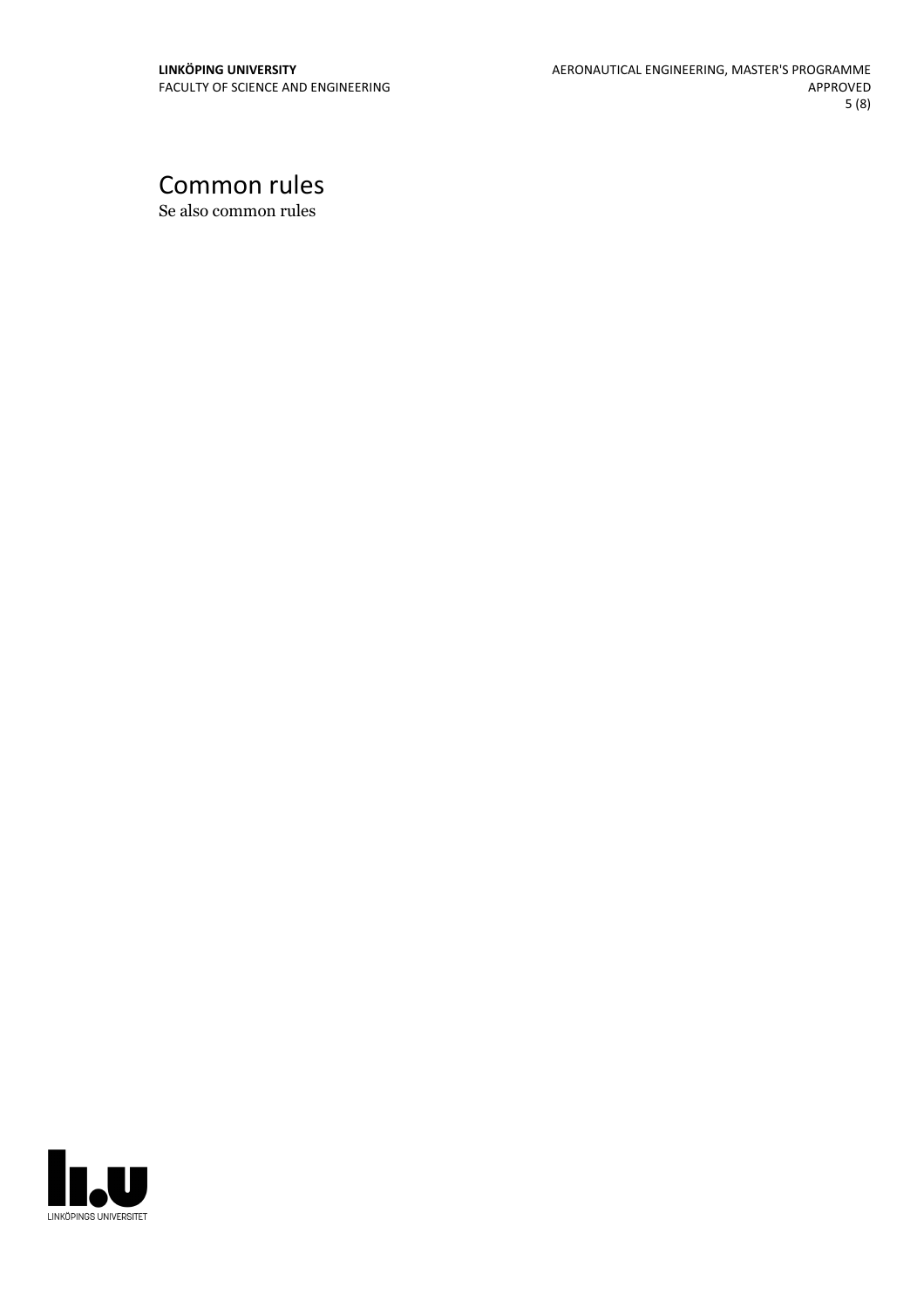# Common rules

Se also common rules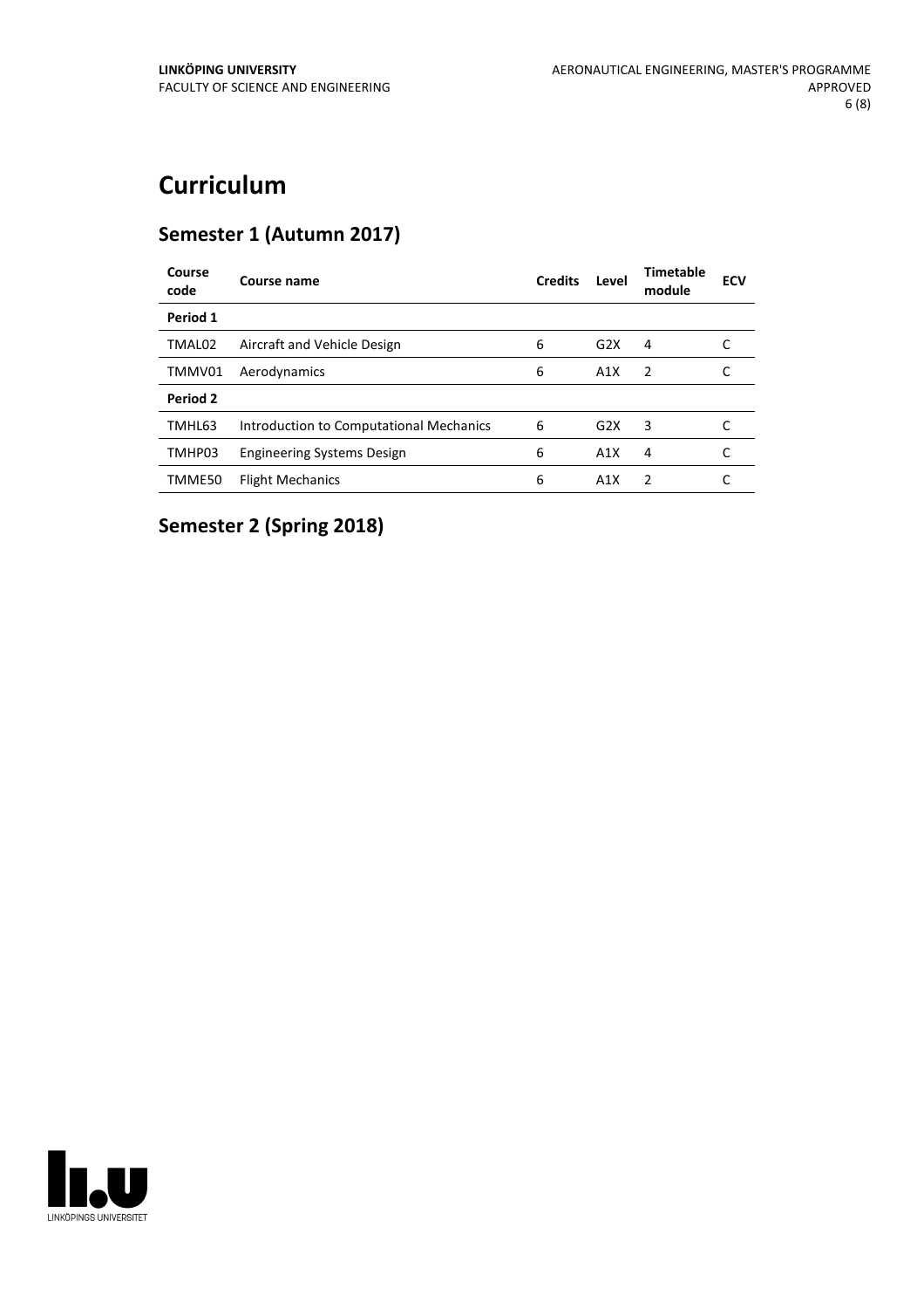# Curriculum

## Semester 1 (Autumn 2017)

| Course code | Course name | Credits | Level | Timetable module | ECV |
|---|---|---|---|---|---|
| **Period 1** | | | | | |
| TMAL02 | Aircraft and Vehicle Design | 6 | G2X | 4 | C |
| TMMV01 | Aerodynamics | 6 | A1X | 2 | C |
| **Period 2** | | | | | |
| TMHL63 | Introduction to Computational Mechanics | 6 | G2X | 3 | C |
| TMHP03 | Engineering Systems Design | 6 | A1X | 4 | C |
| TMME50 | Flight Mechanics | 6 | A1X | 2 | C |

## Semester 2 (Spring 2018)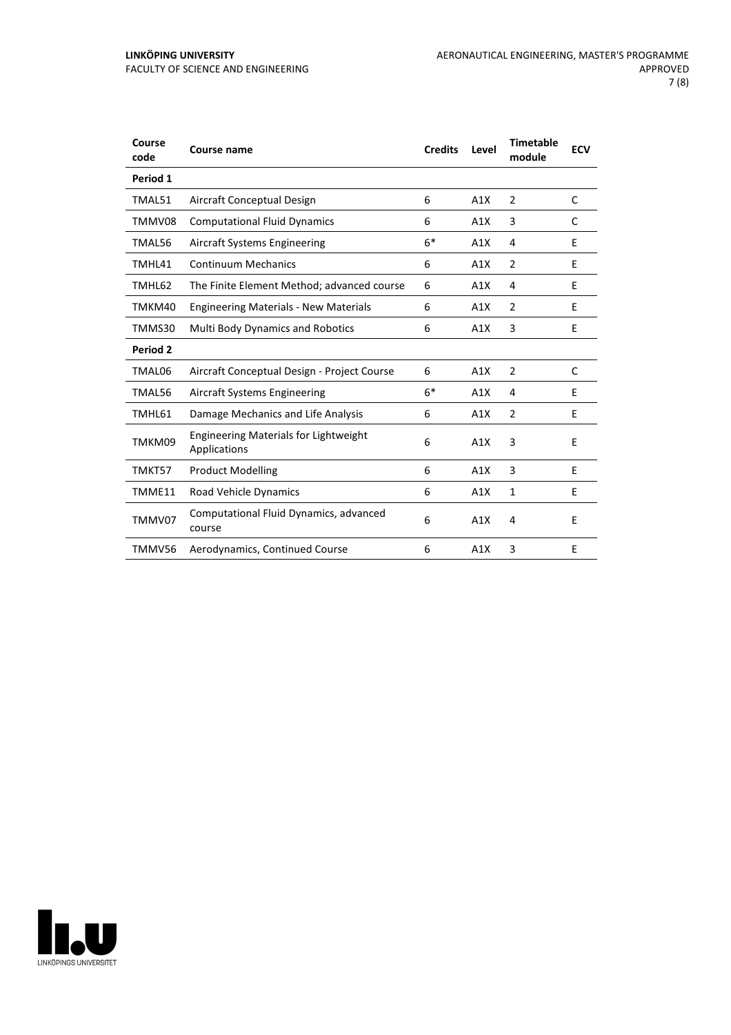| Course code | Course name | Credits | Level | Timetable module | ECV |
|---|---|---|---|---|---|
| **Period 1** | | | | | |
| TMAL51 | Aircraft Conceptual Design | 6 | A1X | 2 | C |
| TMMV08 | Computational Fluid Dynamics | 6 | A1X | 3 | C |
| TMAL56 | Aircraft Systems Engineering | 6* | A1X | 4 | E |
| TMHL41 | Continuum Mechanics | 6 | A1X | 2 | E |
| TMHL62 | The Finite Element Method; advanced course | 6 | A1X | 4 | E |
| TMKM40 | Engineering Materials - New Materials | 6 | A1X | 2 | E |
| TMMS30 | Multi Body Dynamics and Robotics | 6 | A1X | 3 | E |
| **Period 2** | | | | | |
| TMAL06 | Aircraft Conceptual Design - Project Course | 6 | A1X | 2 | C |
| TMAL56 | Aircraft Systems Engineering | 6* | A1X | 4 | E |
| TMHL61 | Damage Mechanics and Life Analysis | 6 | A1X | 2 | E |
| TMKM09 | Engineering Materials for Lightweight Applications | 6 | A1X | 3 | E |
| TMKT57 | Product Modelling | 6 | A1X | 3 | E |
| TMME11 | Road Vehicle Dynamics | 6 | A1X | 1 | E |
| TMMV07 | Computational Fluid Dynamics, advanced course | 6 | A1X | 4 | E |
| TMMV56 | Aerodynamics, Continued Course | 6 | A1X | 3 | E |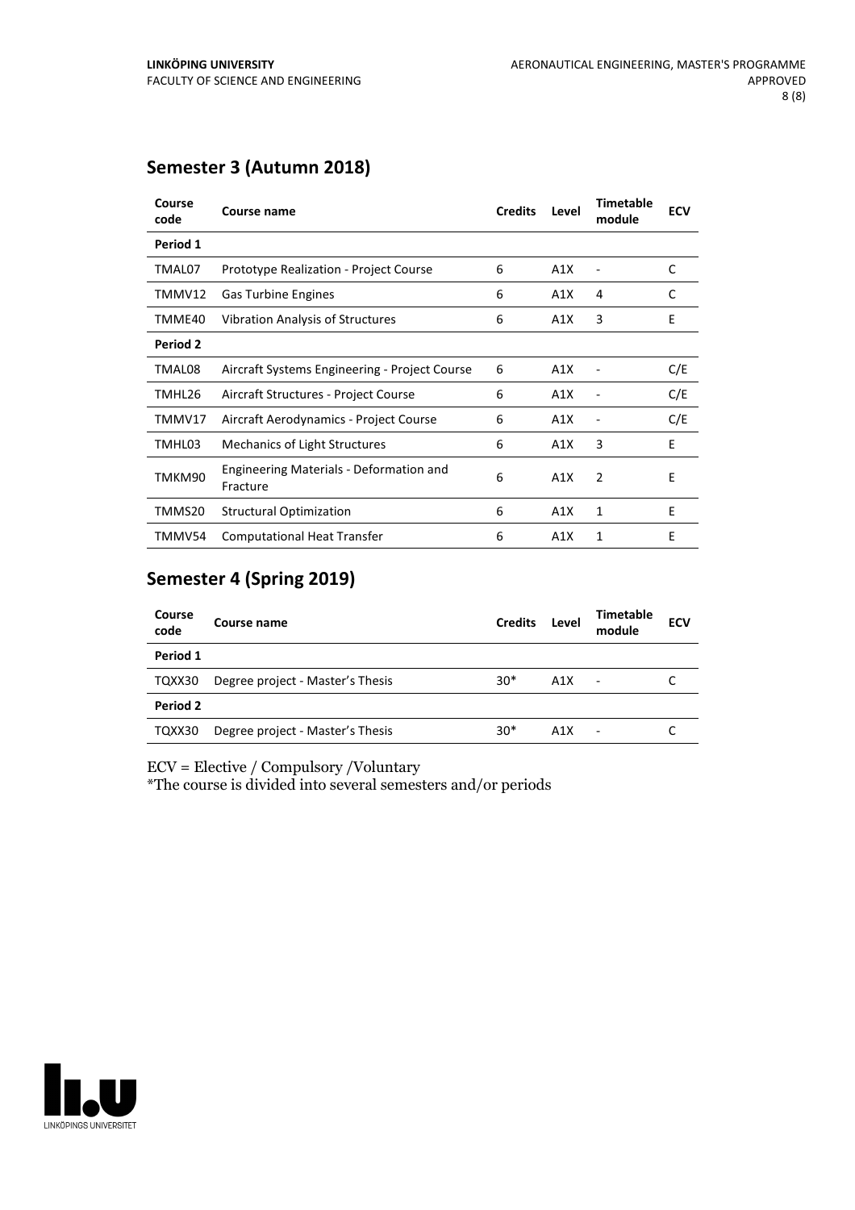## Semester 3 (Autumn 2018)

| Course code | Course name | Credits | Level | Timetable module | ECV |
|---|---|---|---|---|---|
| **Period 1** | | | | | |
| TMAL07 | Prototype Realization - Project Course | 6 | A1X | - | C |
| TMMV12 | Gas Turbine Engines | 6 | A1X | 4 | C |
| TMME40 | Vibration Analysis of Structures | 6 | A1X | 3 | E |
| **Period 2** | | | | | |
| TMAL08 | Aircraft Systems Engineering - Project Course | 6 | A1X | - | C/E |
| TMHL26 | Aircraft Structures - Project Course | 6 | A1X | - | C/E |
| TMMV17 | Aircraft Aerodynamics - Project Course | 6 | A1X | - | C/E |
| TMHL03 | Mechanics of Light Structures | 6 | A1X | 3 | E |
| TMKM90 | Engineering Materials - Deformation and Fracture | 6 | A1X | 2 | E |
| TMMS20 | Structural Optimization | 6 | A1X | 1 | E |
| TMMV54 | Computational Heat Transfer | 6 | A1X | 1 | E |

## Semester 4 (Spring 2019)

| Course code | Course name | Credits | Level | Timetable module | ECV |
|---|---|---|---|---|---|
| **Period 1** | | | | | |
| TQXX30 | Degree project - Master's Thesis | 30* | A1X | - | C |
| **Period 2** | | | | | |
| TQXX30 | Degree project - Master's Thesis | 30* | A1X | - | C |

ECV = Elective / Compulsory /Voluntary

*The course is divided into several semesters and/or periods